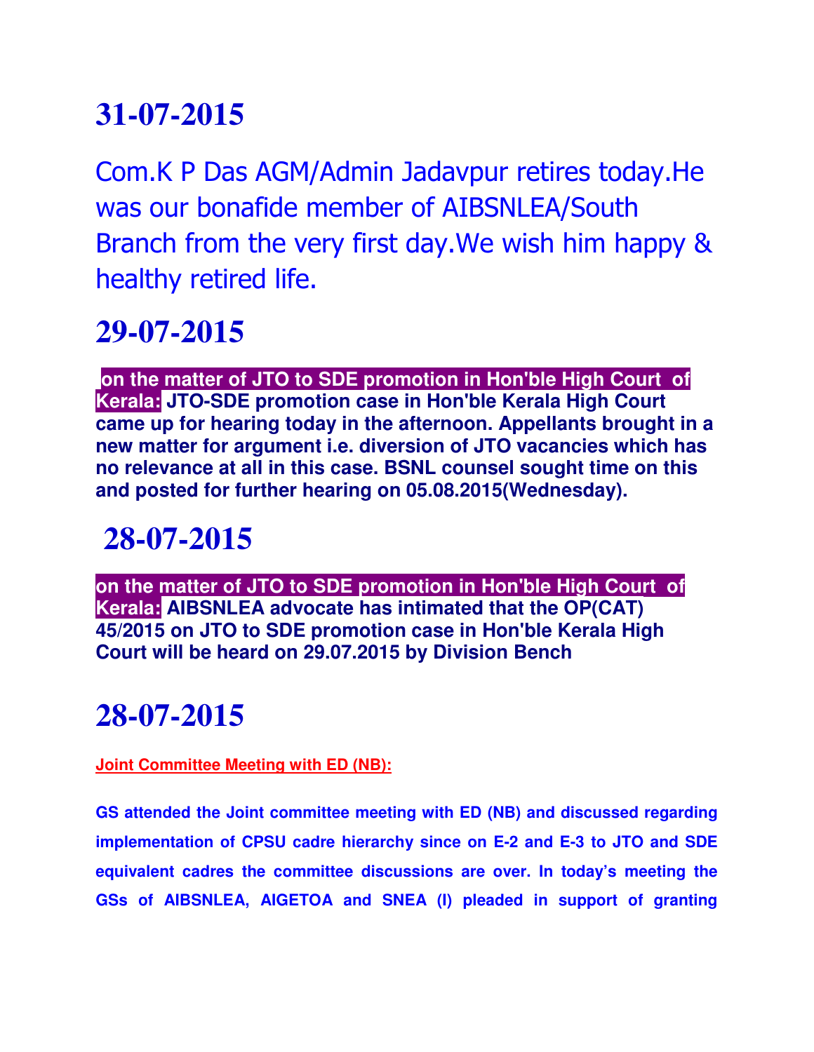# 31-07-2015

Com.K P Das AGM/Admin Jadavpur retires today.He was our bonafide member of AIBSNLEA/South Branch from the very first day.We wish him happy & healthy retired life.

# 29-07-2015

**on the matter of JTO to SDE promotion in Hon'ble High Court of Kerala: JTO-SDE promotion case in Hon'ble Kerala High Court came up for hearing today in the afternoon. Appellants brought in a new matter for argument i.e. diversion of JTO vacancies which has no relevance at all in this case. BSNL counsel sought time on this and posted for further hearing on 05.08.2015(Wednesday).**

# 28-07-2015

**on the matter of JTO to SDE promotion in Hon'ble High Court of Kerala: AIBSNLEA advocate has intimated that the OP(CAT) 45/2015 on JTO to SDE promotion case in Hon'ble Kerala High Court will be heard on 29.07.2015 by Division Bench**

# 28-07-2015

**Joint Committee Meeting with ED (NB):**

**GS attended the Joint committee meeting with ED (NB) and discussed regarding implementation of CPSU cadre hierarchy since on E-2 and E-3 to JTO and SDE equivalent cadres the committee discussions are over. In today's meeting the GSs of AIBSNLEA, AIGETOA and SNEA (I) pleaded in support of granting**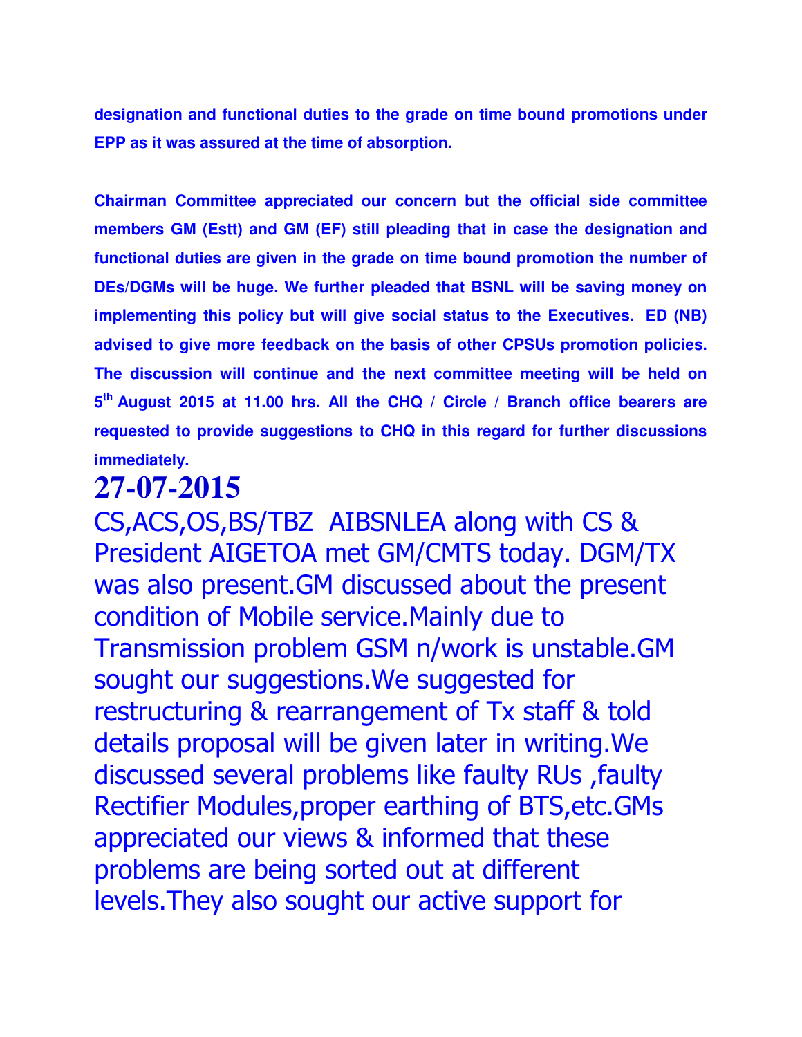**designation and functional duties to the grade on time bound promotions under EPP as it was assured at the time of absorption.**

**Chairman Committee appreciated our concern but the official side committee members GM (Estt) and GM (EF) still pleading that in case the designation and functional duties are given in the grade on time bound promotion the number of DEs/DGMs will be huge. We further pleaded that BSNL will be saving money on implementing this policy but will give social status to the Executives. ED (NB) advised to give more feedback on the basis of other CPSUs promotion policies. The discussion will continue and the next committee meeting will be held on 5th August 2015 at 11.00 hrs. All the CHQ / Circle / Branch office bearers are requested to provide suggestions to CHQ in this regard for further discussions immediately.**

# 27-07-2015

CS,ACS,OS,BS/TBZ AIBSNLEA along with CS & President AIGETOA met GM/CMTS today. DGM/TX was also present.GM discussed about the present condition of Mobile service.Mainly due to Transmission problem GSM n/work is unstable.GM sought our suggestions.We suggested for restructuring & rearrangement of Tx staff & told details proposal will be given later in writing.We discussed several problems like faulty RUs ,faulty Rectifier Modules,proper earthing of BTS,etc.GMs appreciated our views & informed that these problems are being sorted out at different levels.They also sought our active support for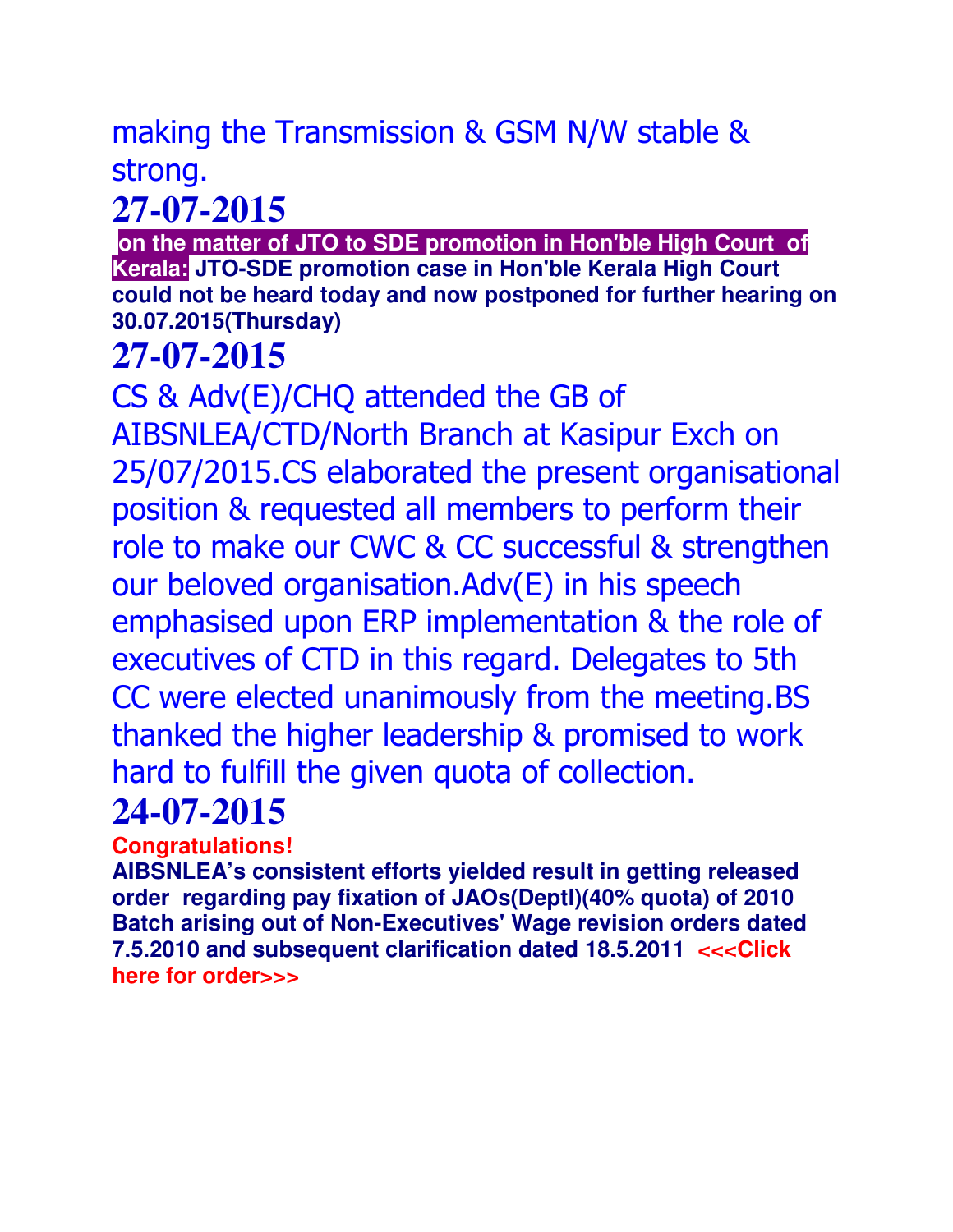making the Transmission & GSM N/W stable & strong.

## 27-07-2015

**on the matter of JTO to SDE promotion in Hon'ble High Court of Kerala: JTO-SDE promotion case in Hon'ble Kerala High Court could not be heard today and now postponed for further hearing on 30.07.2015(Thursday)**

## 27-07-2015

CS & Adv(E)/CHQ attended the GB of AIBSNLEA/CTD/North Branch at Kasipur Exch on 25/07/2015.CS elaborated the present organisational position & requested all members to perform their role to make our CWC & CC successful & strengthen our beloved organisation.Adv(E) in his speech emphasised upon ERP implementation & the role of executives of CTD in this regard. Delegates to 5th CC were elected unanimously from the meeting.BS thanked the higher leadership & promised to work hard to fulfill the given quota of collection.

## 24-07-2015

**Congratulations!**

**AIBSNLEA's consistent efforts yielded result in getting released order regarding pay fixation of JAOs(Deptl)(40% quota) of 2010 Batch arising out of Non-Executives' Wage revision orders dated 7.5.2010 and subsequent clarification dated 18.5.2011 <<<Click here for order>>>**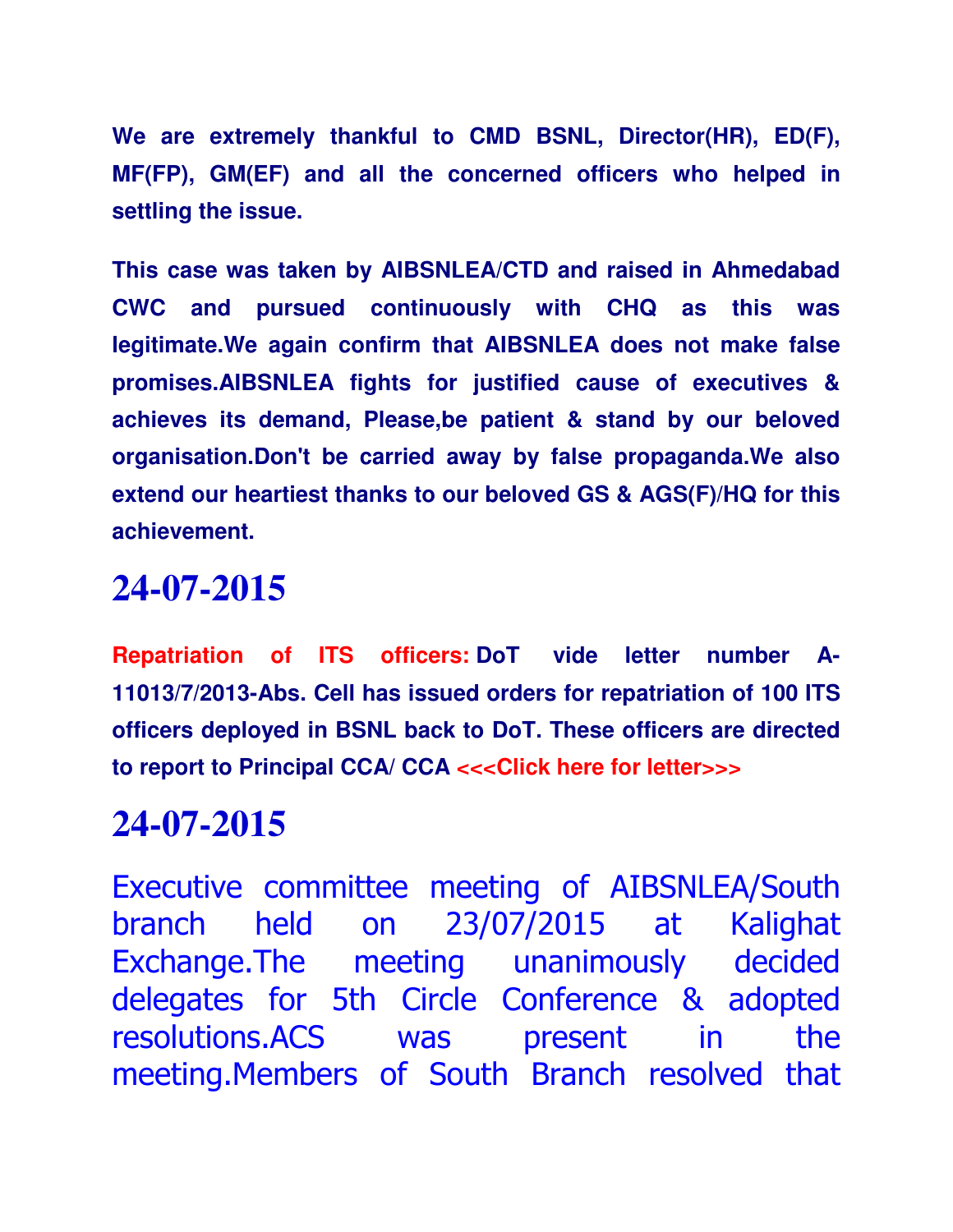**We are extremely thankful to CMD BSNL, Director(HR), ED(F), MF(FP), GM(EF) and all the concerned officers who helped in settling the issue.**

**This case was taken by AIBSNLEA/CTD and raised in Ahmedabad CWC and pursued continuously with CHQ as this was legitimate.We again confirm that AIBSNLEA does not make false promises.AIBSNLEA fights for justified cause of executives & achieves its demand, Please,be patient & stand by our beloved organisation.Don't be carried away by false propaganda.We also extend our heartiest thanks to our beloved GS & AGS(F)/HQ for this achievement.**

## 24-07-2015

**Repatriation of ITS officers: DoT vide letter number A-11013/7/2013-Abs. Cell has issued orders for repatriation of 100 ITS officers deployed in BSNL back to DoT. These officers are directed to report to Principal CCA/ CCA <<<Click here for letter>>>**

## 24-07-2015

Executive committee meeting of AIBSNLEA/South branch held on 23/07/2015 at Kalighat Exchange.The meeting unanimously decided delegates for 5th Circle Conference & adopted resolutions.ACS was present in the meeting.Members of South Branch resolved that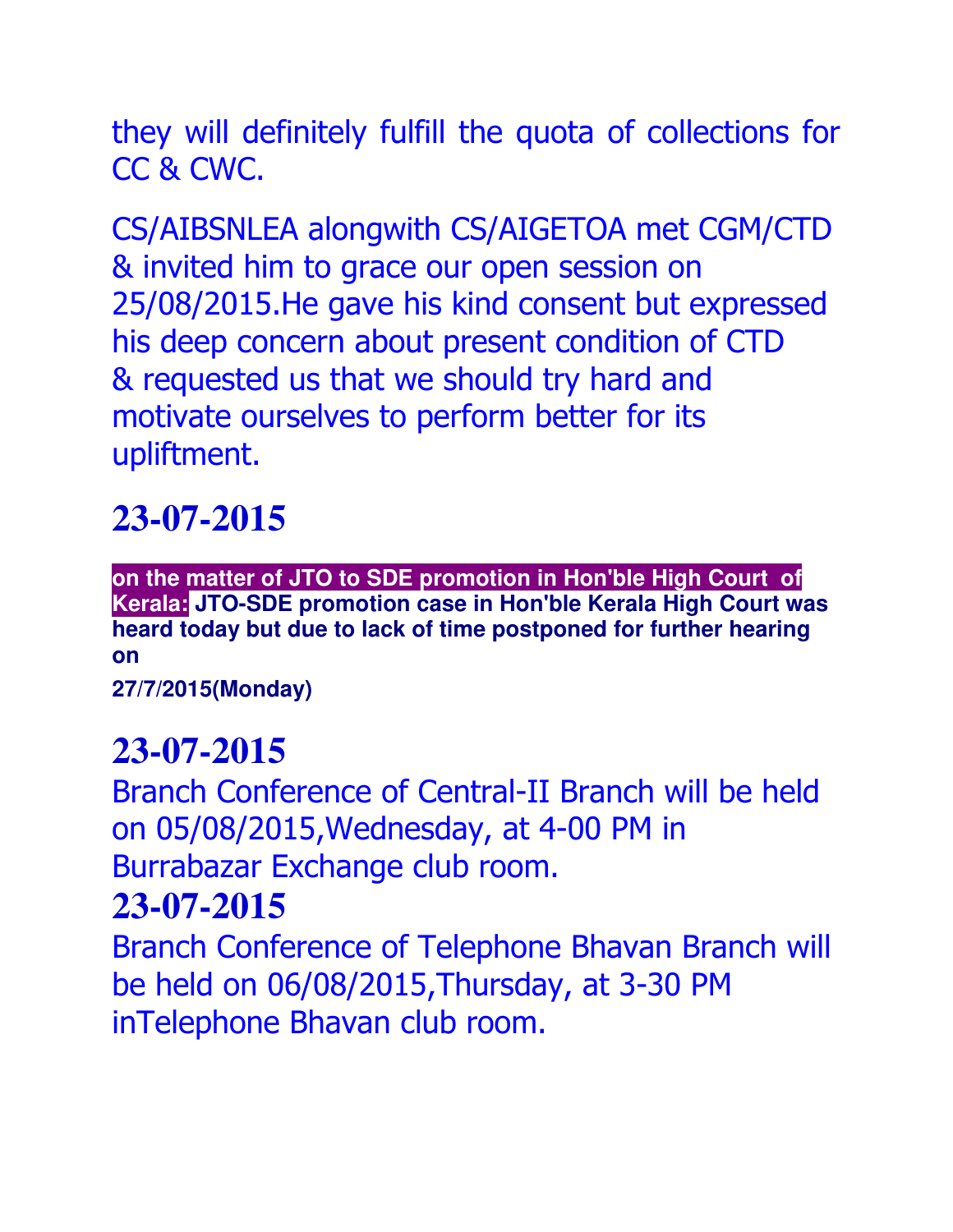they will definitely fulfill the quota of collections for CC & CWC.

CS/AIBSNLEA alongwith CS/AIGETOA met CGM/CTD & invited him to grace our open session on 25/08/2015.He gave his kind consent but expressed his deep concern about present condition of CTD & requested us that we should try hard and motivate ourselves to perform better for its upliftment.

## 23-07-2015

**on the matter of JTO to SDE promotion in Hon'ble High Court of Kerala: JTO-SDE promotion case in Hon'ble Kerala High Court was heard today but due to lack of time postponed for further hearing on**

**27/7/2015(Monday)**

## 23-07-2015

Branch Conference of Central-II Branch will be held on 05/08/2015,Wednesday, at 4-00 PM in Burrabazar Exchange club room.

## 23-07-2015

Branch Conference of Telephone Bhavan Branch will be held on 06/08/2015,Thursday, at 3-30 PM inTelephone Bhavan club room.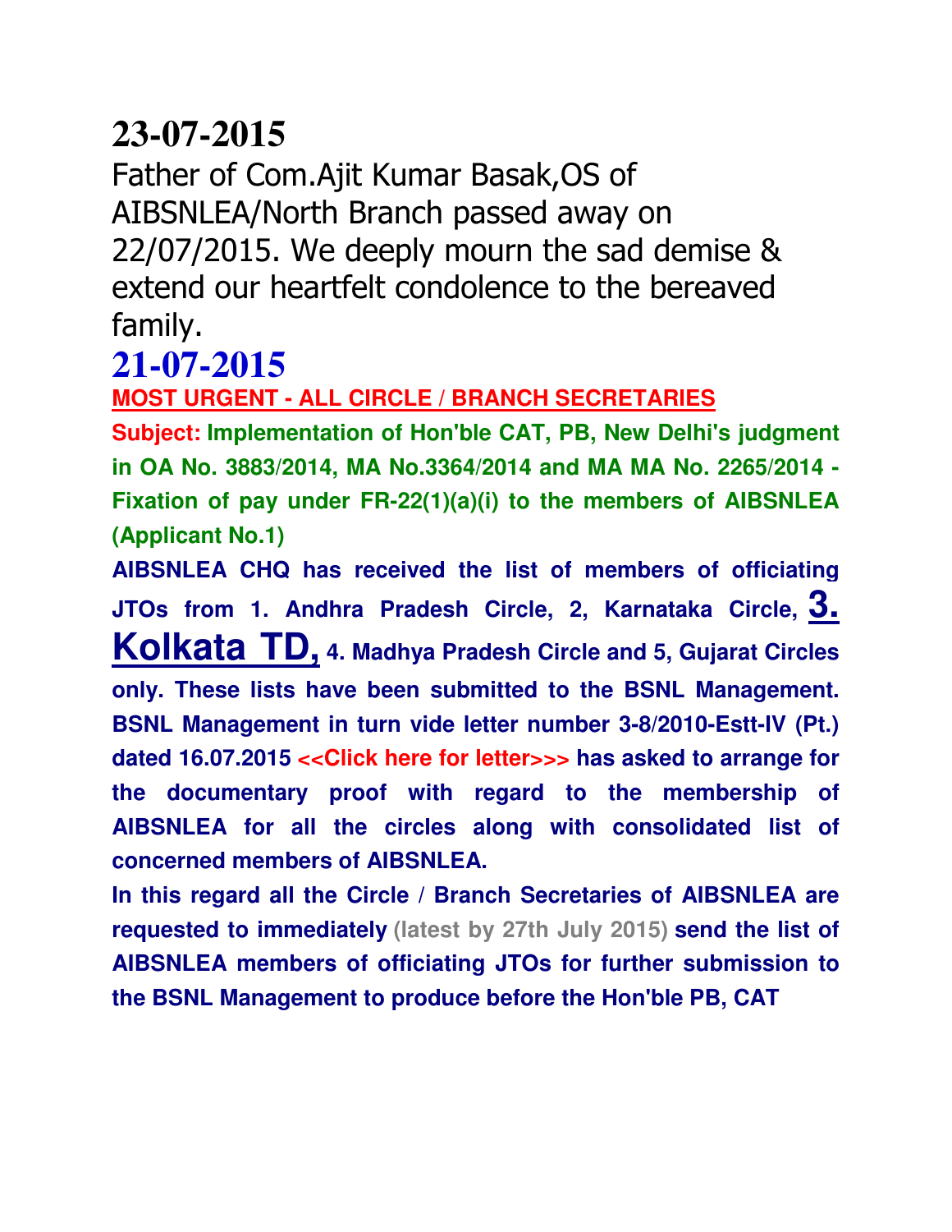# 23-07-2015

Father of Com.Ajit Kumar Basak,OS of AIBSNLEA/North Branch passed away on 22/07/2015. We deeply mourn the sad demise & extend our heartfelt condolence to the bereaved family.

# 21-07-2015

**MOST URGENT - ALL CIRCLE / BRANCH SECRETARIES**

**Subject: Implementation of Hon'ble CAT, PB, New Delhi's judgment in OA No. 3883/2014, MA No.3364/2014 and MA MA No. 2265/2014 - Fixation of pay under FR-22(1)(a)(i) to the members of AIBSNLEA (Applicant No.1)**

**AIBSNLEA CHQ has received the list of members of officiating JTOs from 1. Andhra Pradesh Circle, 2, Karnataka Circle, 3. Kolkata TD, 4. Madhya Pradesh Circle and 5, Gujarat Circles only. These lists have been submitted to the BSNL Management. BSNL Management in turn vide letter number 3-8/2010-Estt-IV (Pt.) dated 16.07.2015 <<Click here for letter>>> has asked to arrange for the documentary proof with regard to the membership of AIBSNLEA for all the circles along with consolidated list of concerned members of AIBSNLEA.**

**In this regard all the Circle / Branch Secretaries of AIBSNLEA are requested to immediately (latest by 27th July 2015) send the list of AIBSNLEA members of officiating JTOs for further submission to the BSNL Management to produce before the Hon'ble PB, CAT**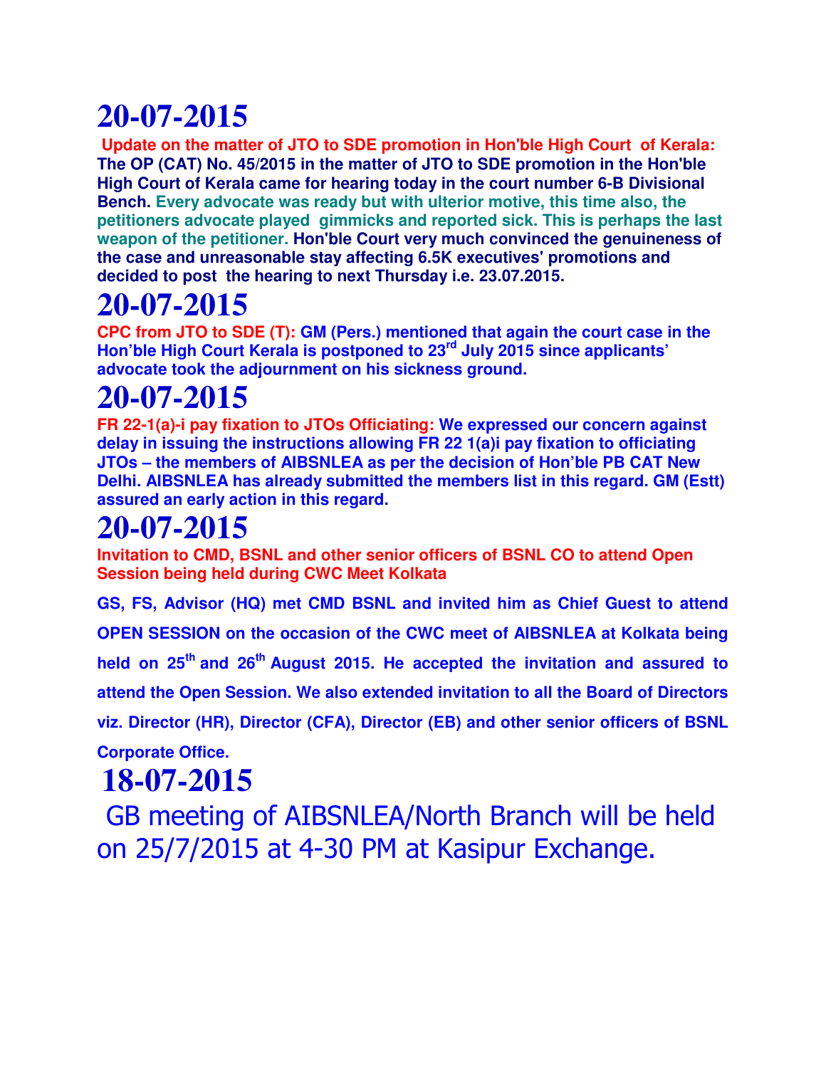# 20-07-2015

**Update on the matter of JTO to SDE promotion in Hon'ble High Court of Kerala: The OP (CAT) No. 45/2015 in the matter of JTO to SDE promotion in the Hon'ble High Court of Kerala came for hearing today in the court number 6-B Divisional Bench. Every advocate was ready but with ulterior motive, this time also, the petitioners advocate played gimmicks and reported sick. This is perhaps the last weapon of the petitioner. Hon'ble Court very much convinced the genuineness of the case and unreasonable stay affecting 6.5K executives' promotions and decided to post the hearing to next Thursday i.e. 23.07.2015.**

# 20-07-2015

**CPC from JTO to SDE (T): GM (Pers.) mentioned that again the court case in the Hon'ble High Court Kerala is postponed to 23rd July 2015 since applicants' advocate took the adjournment on his sickness ground.**

# 20-07-2015

**FR 22-1(a)-i pay fixation to JTOs Officiating: We expressed our concern against delay in issuing the instructions allowing FR 22 1(a)i pay fixation to officiating JTOs – the members of AIBSNLEA as per the decision of Hon'ble PB CAT New Delhi. AIBSNLEA has already submitted the members list in this regard. GM (Estt) assured an early action in this regard.**

# 20-07-2015

**Invitation to CMD, BSNL and other senior officers of BSNL CO to attend Open Session being held during CWC Meet Kolkata**

**GS, FS, Advisor (HQ) met CMD BSNL and invited him as Chief Guest to attend OPEN SESSION on the occasion of the CWC meet of AIBSNLEA at Kolkata being held on 25th and 26th August 2015. He accepted the invitation and assured to attend the Open Session. We also extended invitation to all the Board of Directors viz. Director (HR), Director (CFA), Director (EB) and other senior officers of BSNL Corporate Office.**

# 18-07-2015

GB meeting of AIBSNLEA/North Branch will be held on 25/7/2015 at 4-30 PM at Kasipur Exchange.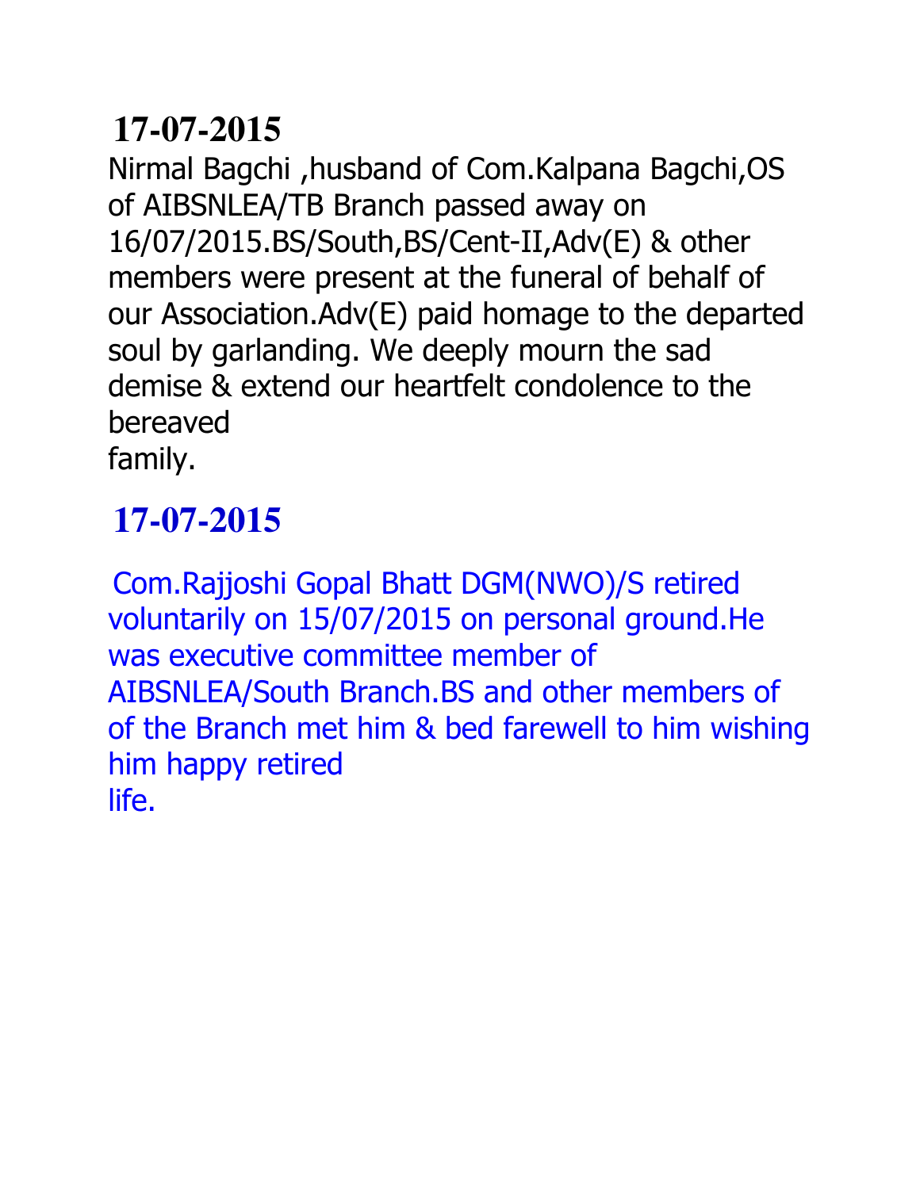## 17-07-2015

Nirmal Bagchi ,husband of Com.Kalpana Bagchi,OS of AIBSNLEA/TB Branch passed away on 16/07/2015.BS/South,BS/Cent-II,Adv(E) & other members were present at the funeral of behalf of our Association.Adv(E) paid homage to the departed soul by garlanding. We deeply mourn the sad demise & extend our heartfelt condolence to the bereaved family.

## 17-07-2015

Com.Rajjoshi Gopal Bhatt DGM(NWO)/S retired voluntarily on 15/07/2015 on personal ground.He was executive committee member of AIBSNLEA/South Branch.BS and other members of of the Branch met him & bed farewell to him wishing him happy retired life.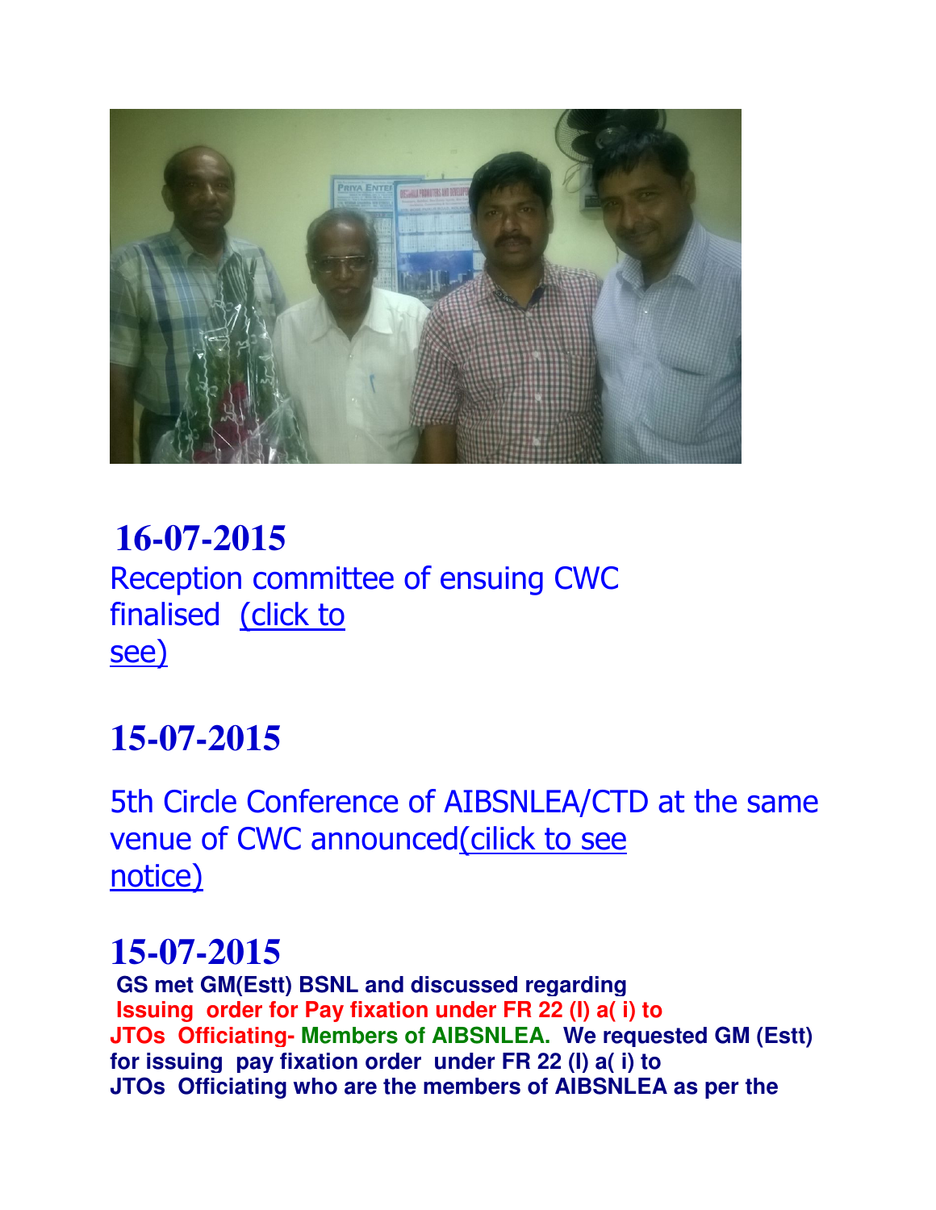## 16-07-2015

Reception committee of ensuing CWC finalised (click to see)

## 15-07-2015

5th Circle Conference of AIBSNLEA/CTD at the same venue of CWC announced(cilick to see notice)

## 15-07-2015

**GS met GM(Estt) BSNL and discussed regarding Issuing order for Pay fixation under FR 22 (I) a( i) to JTOs Officiating- Members of AIBSNLEA. We requested GM (Estt) for issuing pay fixation order under FR 22 (I) a( i) to JTOs Officiating who are the members of AIBSNLEA as per the**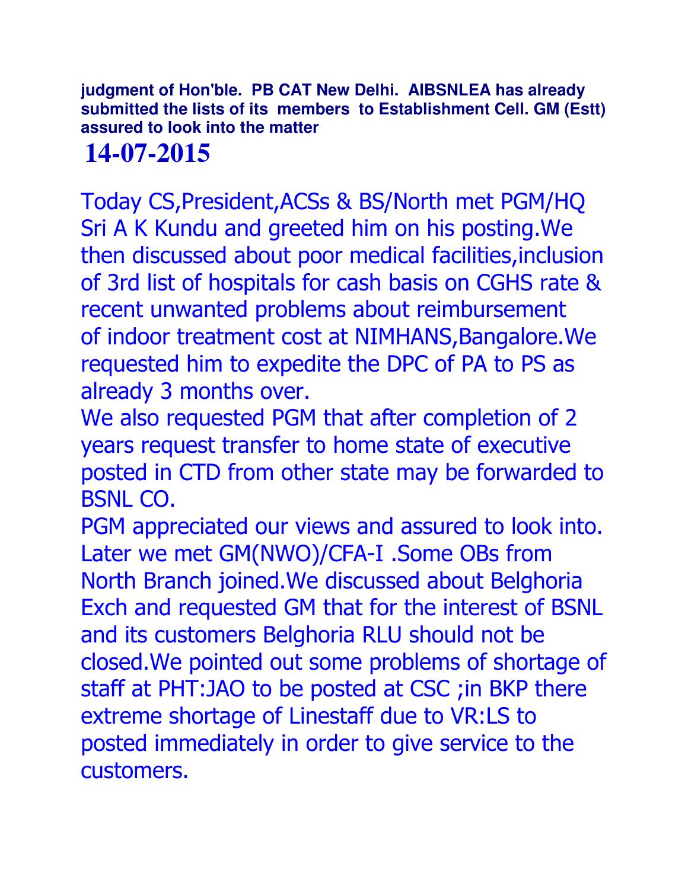**judgment of Hon'ble. PB CAT New Delhi. AIBSNLEA has already submitted the lists of its members to Establishment Cell. GM (Estt) assured to look into the matter**

## 14-07-2015

Today CS,President,ACSs & BS/North met PGM/HQ Sri A K Kundu and greeted him on his posting.We then discussed about poor medical facilities,inclusion of 3rd list of hospitals for cash basis on CGHS rate & recent unwanted problems about reimbursement of indoor treatment cost at NIMHANS,Bangalore.We requested him to expedite the DPC of PA to PS as already 3 months over.

We also requested PGM that after completion of 2 years request transfer to home state of executive posted in CTD from other state may be forwarded to BSNL CO.

PGM appreciated our views and assured to look into.

Later we met GM(NWO)/CFA-I .Some OBs from North Branch joined.We discussed about Belghoria Exch and requested GM that for the interest of BSNL and its customers Belghoria RLU should not be closed.We pointed out some problems of shortage of staff at PHT:JAO to be posted at CSC ;in BKP there extreme shortage of Linestaff due to VR:LS to posted immediately in order to give service to the customers.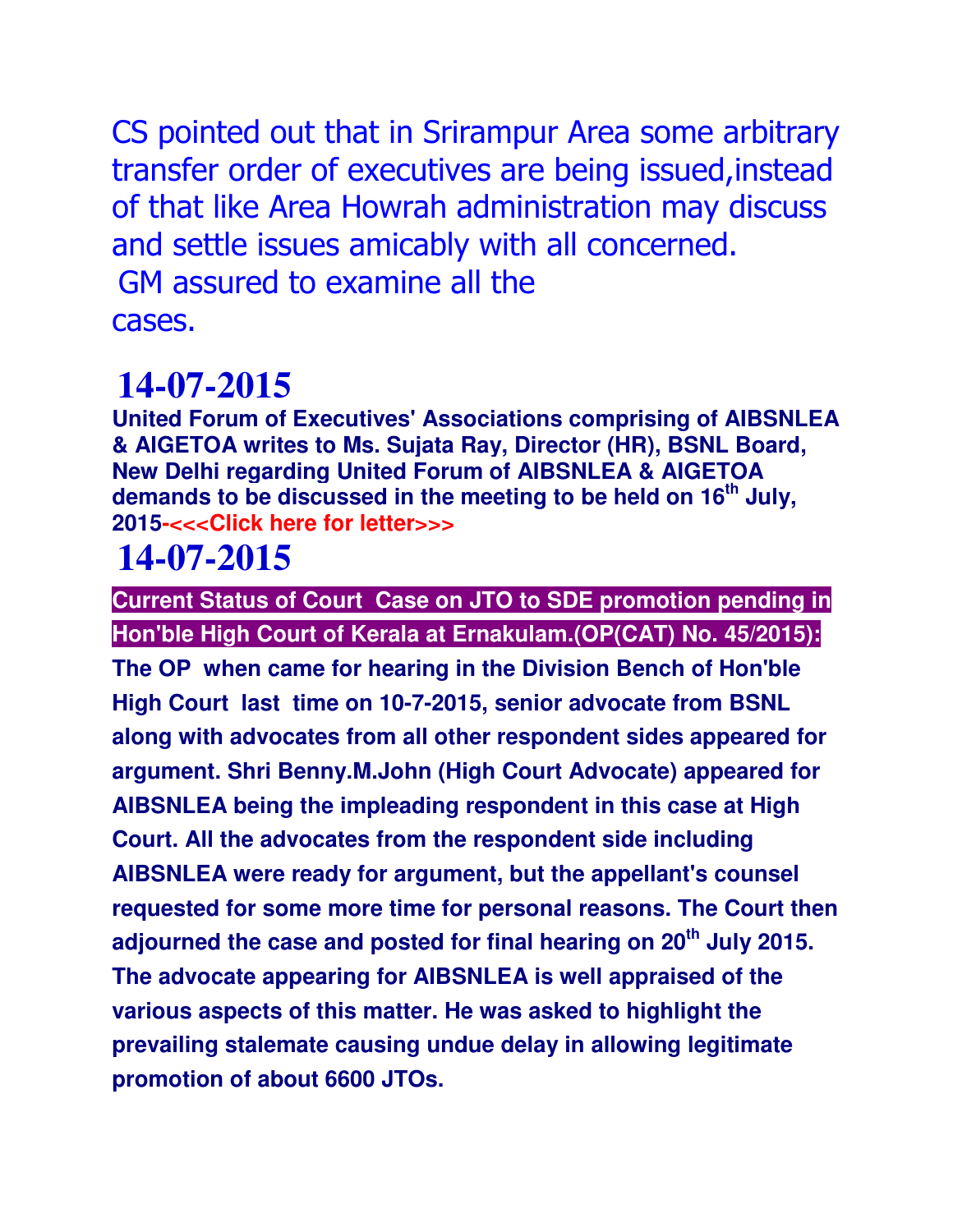CS pointed out that in Srirampur Area some arbitrary transfer order of executives are being issued,instead of that like Area Howrah administration may discuss and settle issues amicably with all concerned.
GM assured to examine all the cases.

## 14-07-2015

**United Forum of Executives' Associations comprising of AIBSNLEA & AIGETOA writes to Ms. Sujata Ray, Director (HR), BSNL Board, New Delhi regarding United Forum of AIBSNLEA & AIGETOA demands to be discussed in the meeting to be held on 16th July, 2015-<<<Click here for letter>>>**

## 14-07-2015

**Current Status of Court Case on JTO to SDE promotion pending in Hon'ble High Court of Kerala at Ernakulam.(OP(CAT) No. 45/2015):**

**The OP when came for hearing in the Division Bench of Hon'ble High Court last time on 10-7-2015, senior advocate from BSNL along with advocates from all other respondent sides appeared for argument. Shri Benny.M.John (High Court Advocate) appeared for AIBSNLEA being the impleading respondent in this case at High Court. All the advocates from the respondent side including AIBSNLEA were ready for argument, but the appellant's counsel requested for some more time for personal reasons. The Court then adjourned the case and posted for final hearing on 20th July 2015. The advocate appearing for AIBSNLEA is well appraised of the various aspects of this matter. He was asked to highlight the prevailing stalemate causing undue delay in allowing legitimate promotion of about 6600 JTOs.**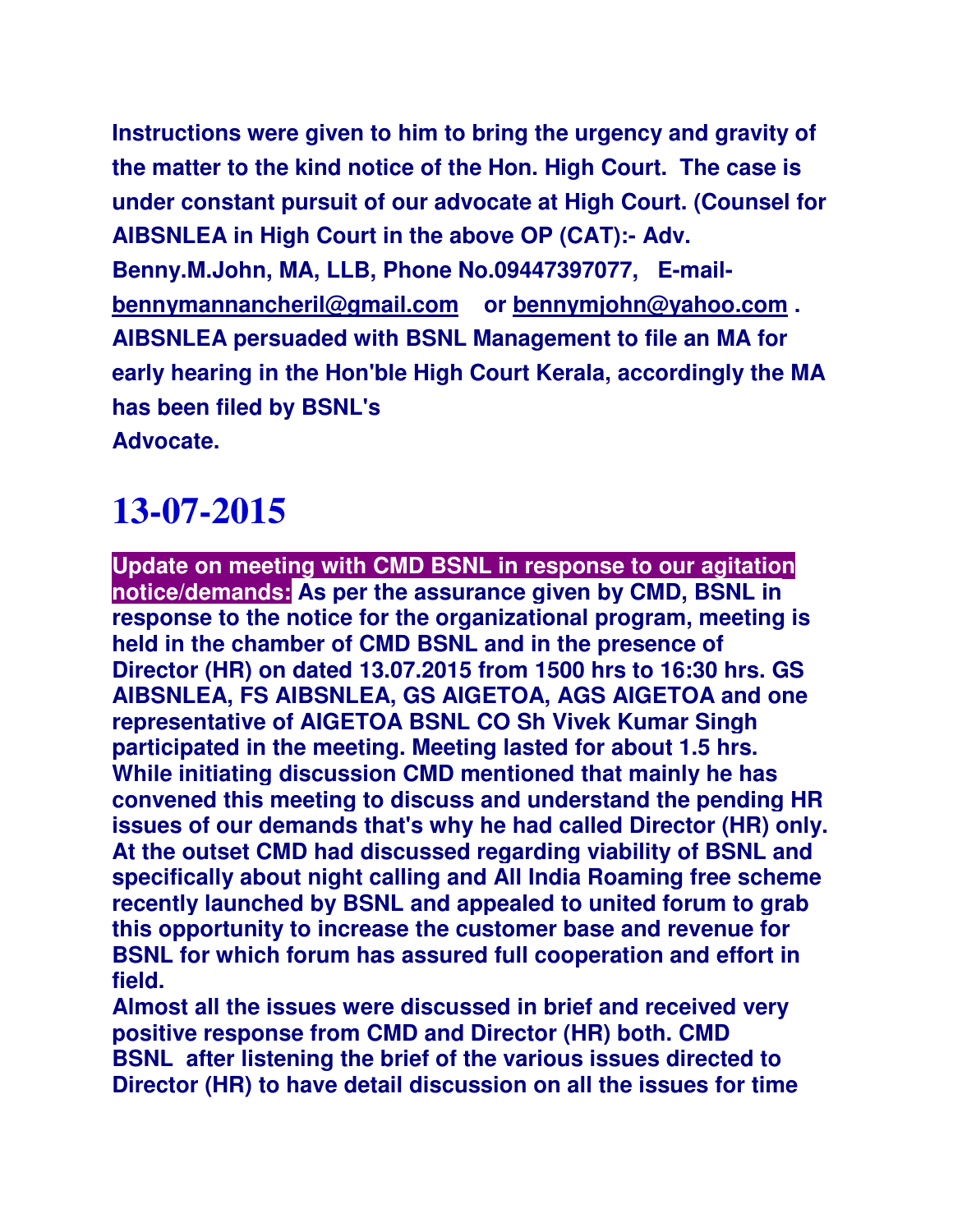**Instructions were given to him to bring the urgency and gravity of the matter to the kind notice of the Hon. High Court. The case is under constant pursuit of our advocate at High Court. (Counsel for AIBSNLEA in High Court in the above OP (CAT):- Adv. Benny.M.John, MA, LLB, Phone No.09447397077, E-mail- bennymannancheril@gmail.com or bennymjohn@yahoo.com . AIBSNLEA persuaded with BSNL Management to file an MA for early hearing in the Hon'ble High Court Kerala, accordingly the MA has been filed by BSNL's Advocate.**

# 13-07-2015

**Update on meeting with CMD BSNL in response to our agitation notice/demands: As per the assurance given by CMD, BSNL in response to the notice for the organizational program, meeting is held in the chamber of CMD BSNL and in the presence of Director (HR) on dated 13.07.2015 from 1500 hrs to 16:30 hrs. GS AIBSNLEA, FS AIBSNLEA, GS AIGETOA, AGS AIGETOA and one representative of AIGETOA BSNL CO Sh Vivek Kumar Singh participated in the meeting. Meeting lasted for about 1.5 hrs. While initiating discussion CMD mentioned that mainly he has convened this meeting to discuss and understand the pending HR issues of our demands that's why he had called Director (HR) only. At the outset CMD had discussed regarding viability of BSNL and specifically about night calling and All India Roaming free scheme recently launched by BSNL and appealed to united forum to grab this opportunity to increase the customer base and revenue for BSNL for which forum has assured full cooperation and effort in field.**

**Almost all the issues were discussed in brief and received very positive response from CMD and Director (HR) both. CMD BSNL after listening the brief of the various issues directed to Director (HR) to have detail discussion on all the issues for time**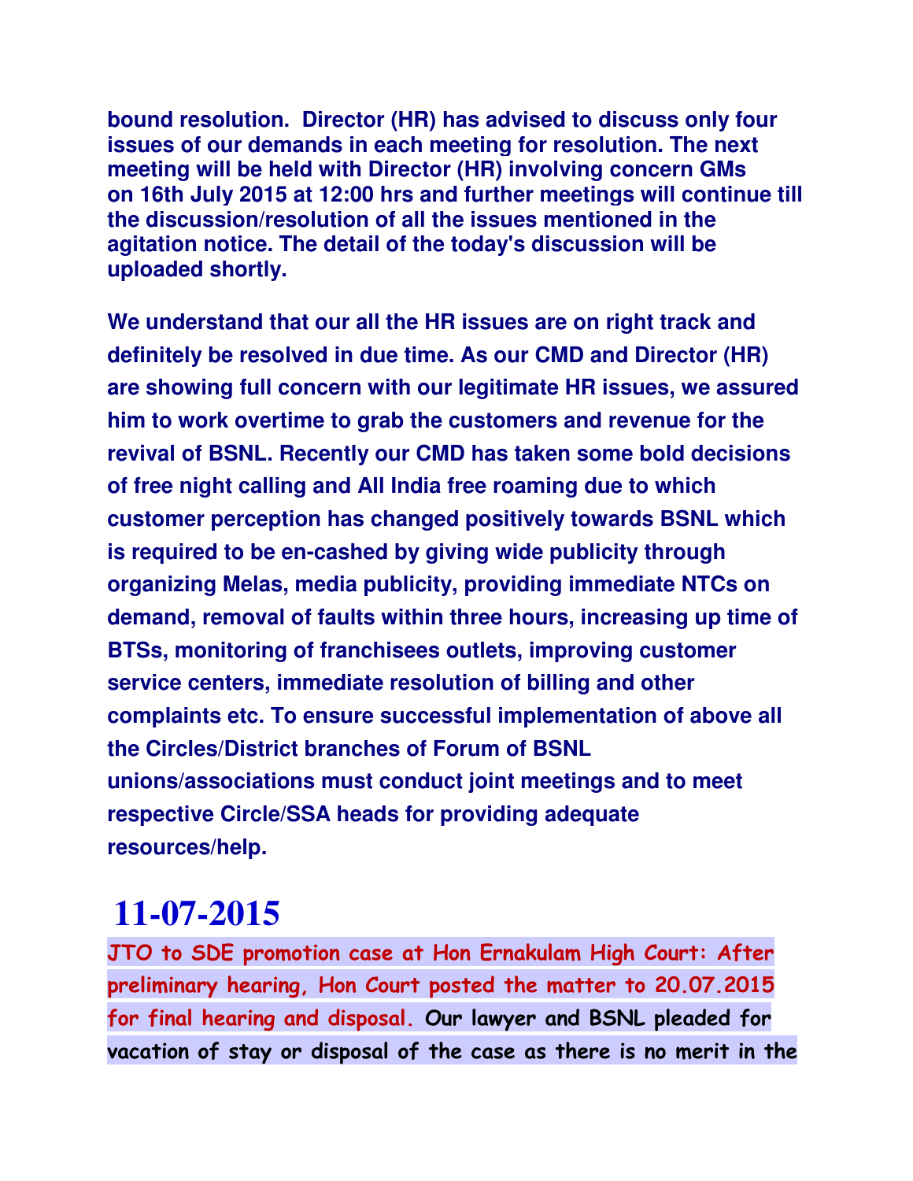**bound resolution. Director (HR) has advised to discuss only four issues of our demands in each meeting for resolution. The next meeting will be held with Director (HR) involving concern GMs on 16th July 2015 at 12:00 hrs and further meetings will continue till the discussion/resolution of all the issues mentioned in the agitation notice. The detail of the today's discussion will be uploaded shortly.**

**We understand that our all the HR issues are on right track and definitely be resolved in due time. As our CMD and Director (HR) are showing full concern with our legitimate HR issues, we assured him to work overtime to grab the customers and revenue for the revival of BSNL. Recently our CMD has taken some bold decisions of free night calling and All India free roaming due to which customer perception has changed positively towards BSNL which is required to be en-cashed by giving wide publicity through organizing Melas, media publicity, providing immediate NTCs on demand, removal of faults within three hours, increasing up time of BTSs, monitoring of franchisees outlets, improving customer service centers, immediate resolution of billing and other complaints etc. To ensure successful implementation of above all the Circles/District branches of Forum of BSNL unions/associations must conduct joint meetings and to meet respective Circle/SSA heads for providing adequate resources/help.**

## 11-07-2015

**JTO to SDE promotion case at Hon Ernakulam High Court: After preliminary hearing, Hon Court posted the matter to 20.07.2015 for final hearing and disposal. Our lawyer and BSNL pleaded for vacation of stay or disposal of the case as there is no merit in the**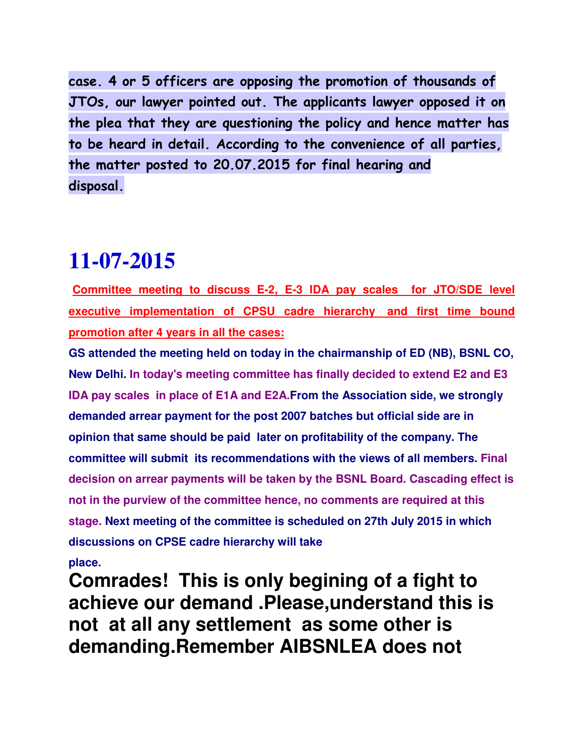case. 4 or 5 officers are opposing the promotion of thousands of JTOs, our lawyer pointed out. The applicants lawyer opposed it on the plea that they are questioning the policy and hence matter has to be heard in detail. According to the convenience of all parties, the matter posted to 20.07.2015 for final hearing and disposal.

# 11-07-2015

**Committee meeting to discuss E-2, E-3 IDA pay scales for JTO/SDE level executive implementation of CPSU cadre hierarchy and first time bound promotion after 4 years in all the cases:**

**GS attended the meeting held on today in the chairmanship of ED (NB), BSNL CO, New Delhi. In today's meeting committee has finally decided to extend E2 and E3 IDA pay scales in place of E1A and E2A.From the Association side, we strongly demanded arrear payment for the post 2007 batches but official side are in opinion that same should be paid later on profitability of the company. The committee will submit its recommendations with the views of all members. Final decision on arrear payments will be taken by the BSNL Board. Cascading effect is not in the purview of the committee hence, no comments are required at this stage. Next meeting of the committee is scheduled on 27th July 2015 in which discussions on CPSE cadre hierarchy will take place.**

## Comrades! This is only begining of a fight to achieve our demand .Please,understand this is not at all any settlement as some other is demanding.Remember AIBSNLEA does not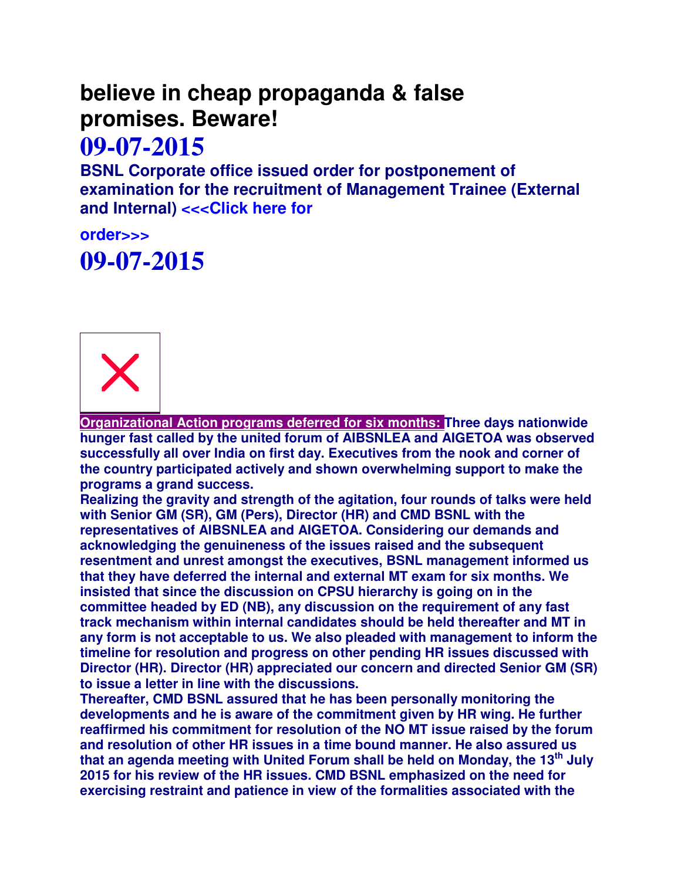## believe in cheap propaganda & false promises. Beware!

# 09-07-2015

**BSNL Corporate office issued order for postponement of examination for the recruitment of Management Trainee (External and Internal) <<<Click here for order>>>**

# 09-07-2015

**Organizational Action programs deferred for six months: Three days nationwide hunger fast called by the united forum of AIBSNLEA and AIGETOA was observed successfully all over India on first day. Executives from the nook and corner of the country participated actively and shown overwhelming support to make the programs a grand success.**

**Realizing the gravity and strength of the agitation, four rounds of talks were held with Senior GM (SR), GM (Pers), Director (HR) and CMD BSNL with the representatives of AIBSNLEA and AIGETOA. Considering our demands and acknowledging the genuineness of the issues raised and the subsequent resentment and unrest amongst the executives, BSNL management informed us that they have deferred the internal and external MT exam for six months. We insisted that since the discussion on CPSU hierarchy is going on in the committee headed by ED (NB), any discussion on the requirement of any fast track mechanism within internal candidates should be held thereafter and MT in any form is not acceptable to us. We also pleaded with management to inform the timeline for resolution and progress on other pending HR issues discussed with Director (HR). Director (HR) appreciated our concern and directed Senior GM (SR) to issue a letter in line with the discussions.**

**Thereafter, CMD BSNL assured that he has been personally monitoring the developments and he is aware of the commitment given by HR wing. He further reaffirmed his commitment for resolution of the NO MT issue raised by the forum and resolution of other HR issues in a time bound manner. He also assured us that an agenda meeting with United Forum shall be held on Monday, the 13th July 2015 for his review of the HR issues. CMD BSNL emphasized on the need for exercising restraint and patience in view of the formalities associated with the**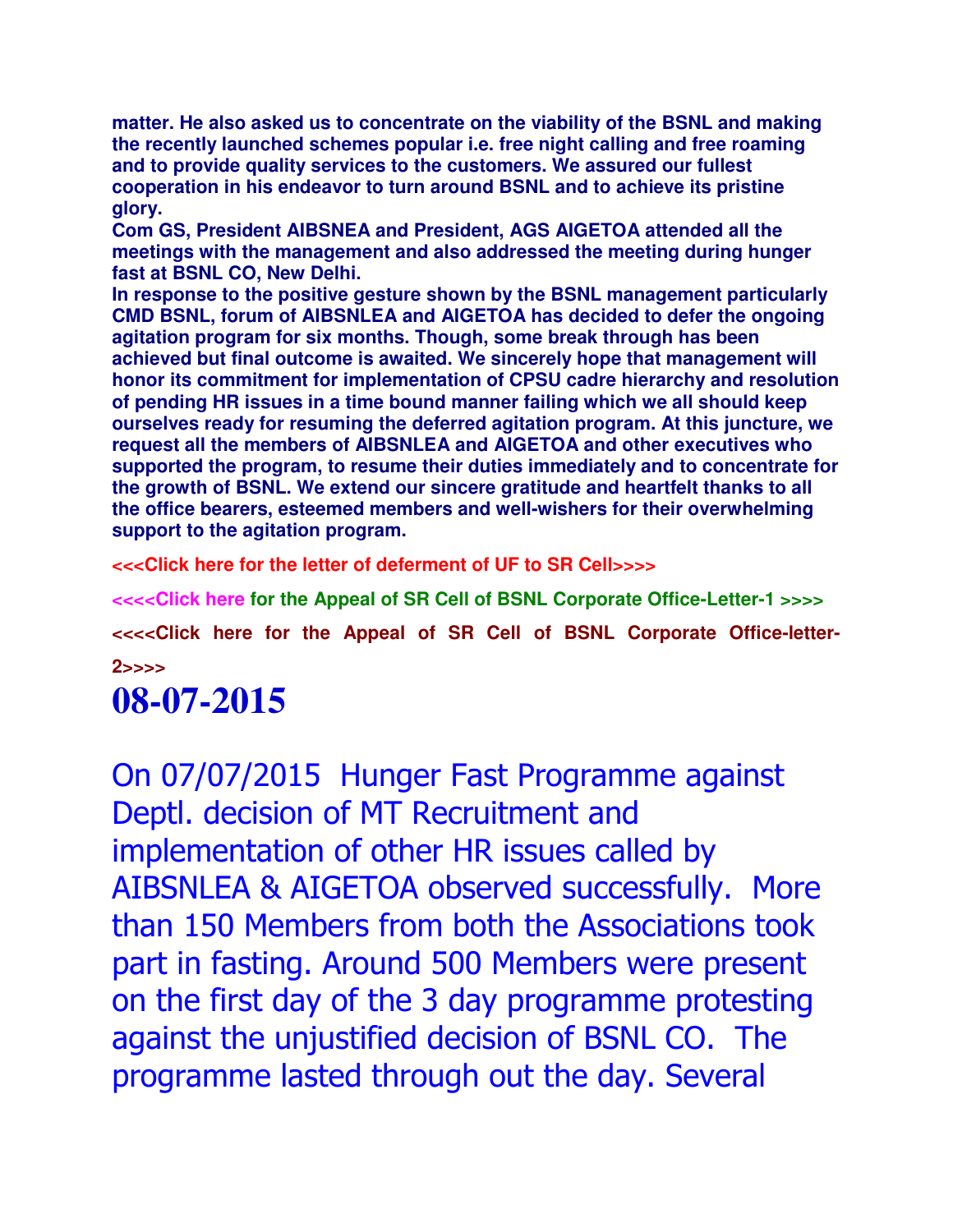**matter. He also asked us to concentrate on the viability of the BSNL and making the recently launched schemes popular i.e. free night calling and free roaming and to provide quality services to the customers. We assured our fullest cooperation in his endeavor to turn around BSNL and to achieve its pristine glory.**

**Com GS, President AIBSNEA and President, AGS AIGETOA attended all the meetings with the management and also addressed the meeting during hunger fast at BSNL CO, New Delhi.**

**In response to the positive gesture shown by the BSNL management particularly CMD BSNL, forum of AIBSNLEA and AIGETOA has decided to defer the ongoing agitation program for six months. Though, some break through has been achieved but final outcome is awaited. We sincerely hope that management will honor its commitment for implementation of CPSU cadre hierarchy and resolution of pending HR issues in a time bound manner failing which we all should keep ourselves ready for resuming the deferred agitation program. At this juncture, we request all the members of AIBSNLEA and AIGETOA and other executives who supported the program, to resume their duties immediately and to concentrate for the growth of BSNL. We extend our sincere gratitude and heartfelt thanks to all the office bearers, esteemed members and well-wishers for their overwhelming support to the agitation program.**

**<<<Click here for the letter of deferment of UF to SR Cell>>>>**

**<<<<Click here for the Appeal of SR Cell of BSNL Corporate Office-Letter-1 >>>>**

**<<<<Click here for the Appeal of SR Cell of BSNL Corporate Office-letter-2>>>>**

# 08-07-2015

On 07/07/2015 Hunger Fast Programme against Deptl. decision of MT Recruitment and implementation of other HR issues called by AIBSNLEA & AIGETOA observed successfully. More than 150 Members from both the Associations took part in fasting. Around 500 Members were present on the first day of the 3 day programme protesting against the unjustified decision of BSNL CO. The programme lasted through out the day. Several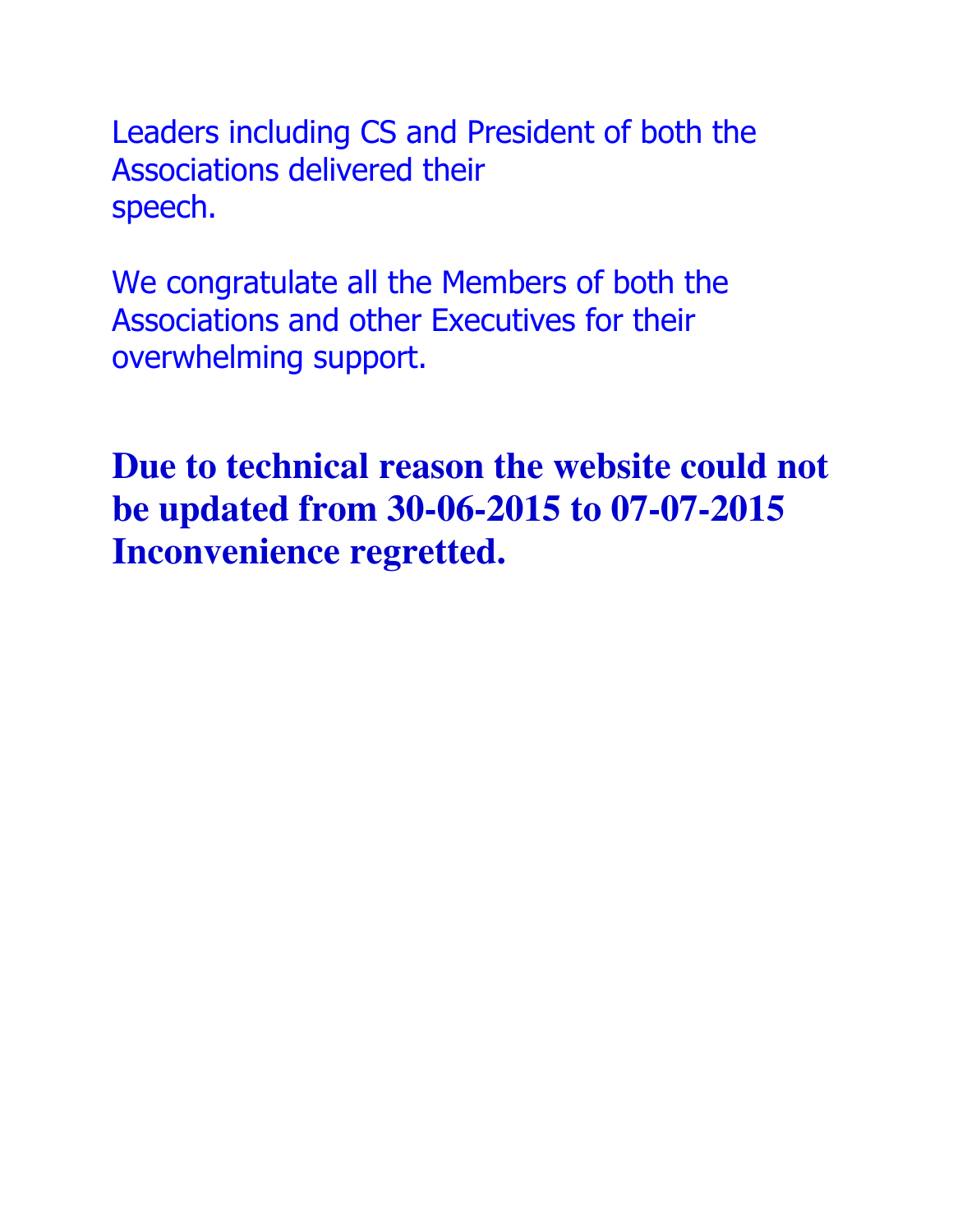Leaders including CS and President of both the Associations delivered their speech.

We congratulate all the Members of both the Associations and other Executives for their overwhelming support.

**Due to technical reason the website could not be updated from 30-06-2015 to 07-07-2015 Inconvenience regretted.**